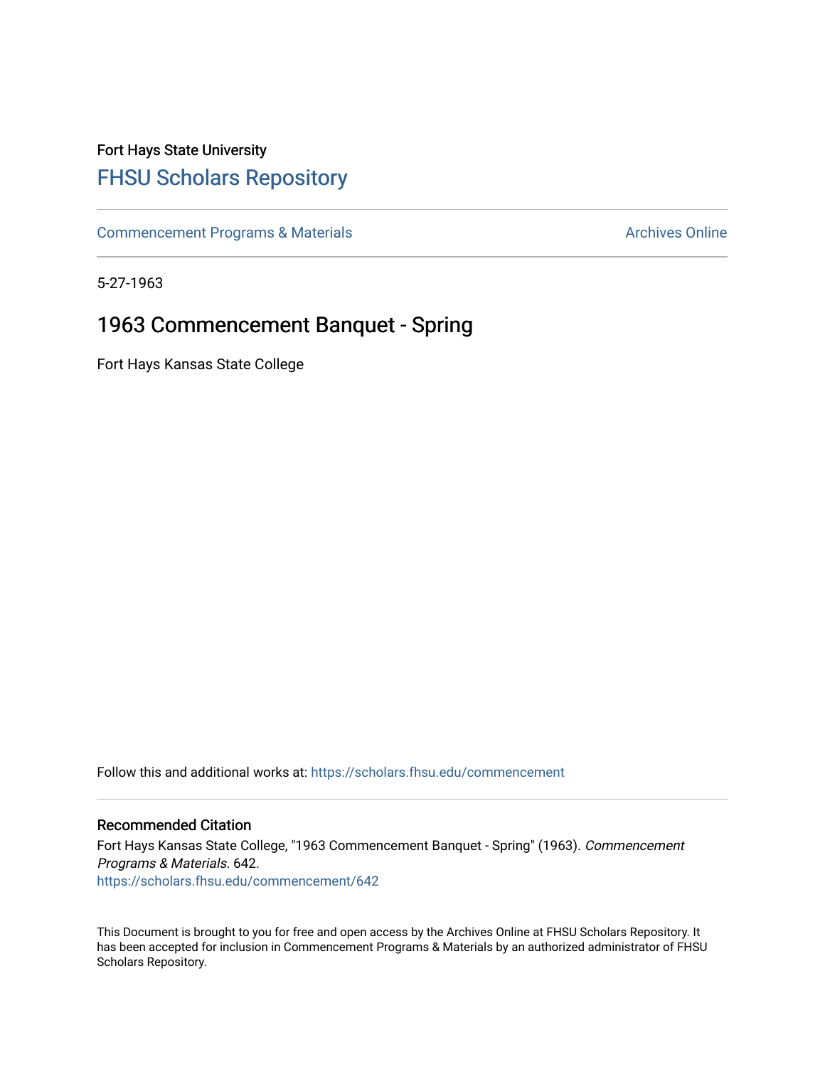Fort Hays State University

# FHSU Scholars Repository

Commencement Programs & Materials

Archives Online

5-27-1963

## 1963 Commencement Banquet - Spring

Fort Hays Kansas State College

Follow this and additional works at: https://scholars.fhsu.edu/commencement

### Recommended Citation

Fort Hays Kansas State College, "1963 Commencement Banquet - Spring" (1963). *Commencement Programs & Materials*. 642.
https://scholars.fhsu.edu/commencement/642

This Document is brought to you for free and open access by the Archives Online at FHSU Scholars Repository. It has been accepted for inclusion in Commencement Programs & Materials by an authorized administrator of FHSU Scholars Repository.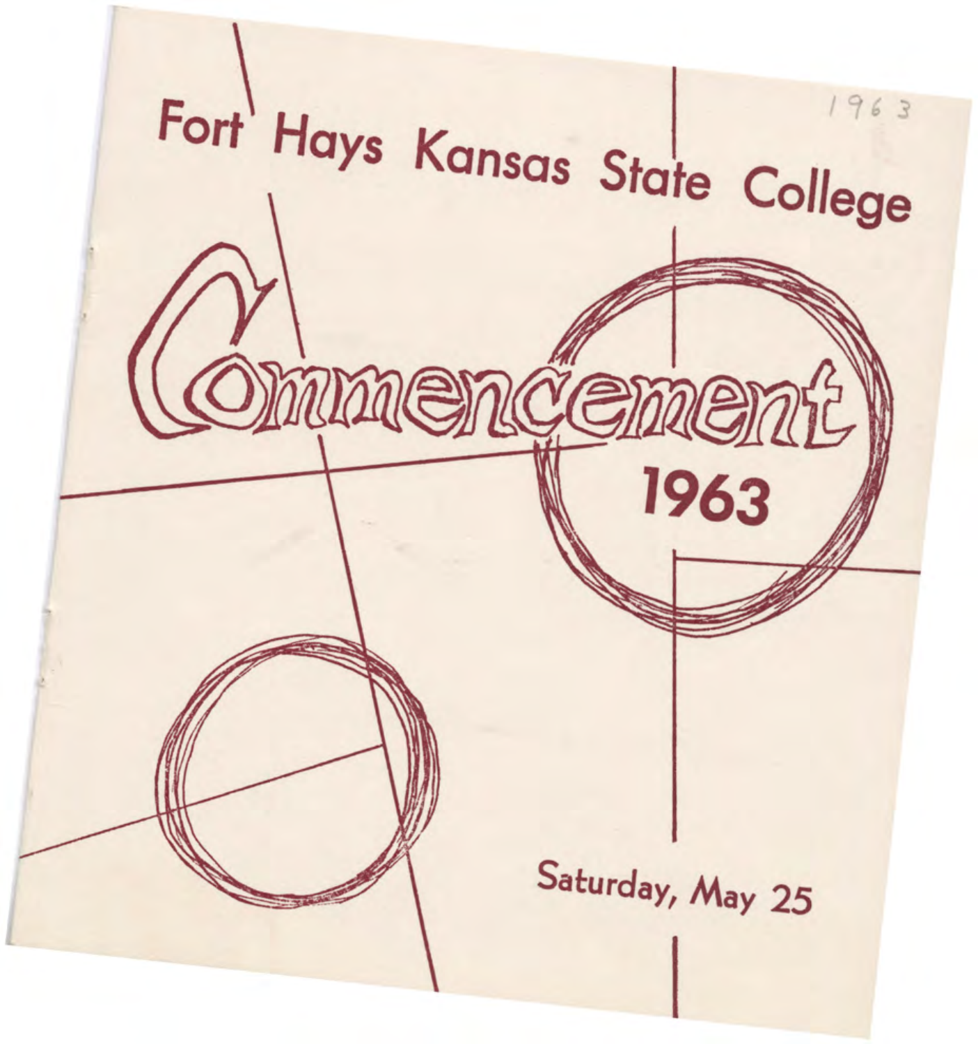1963

# Fort Hays Kansas State College

# Commencement

## 1963

Saturday, May 25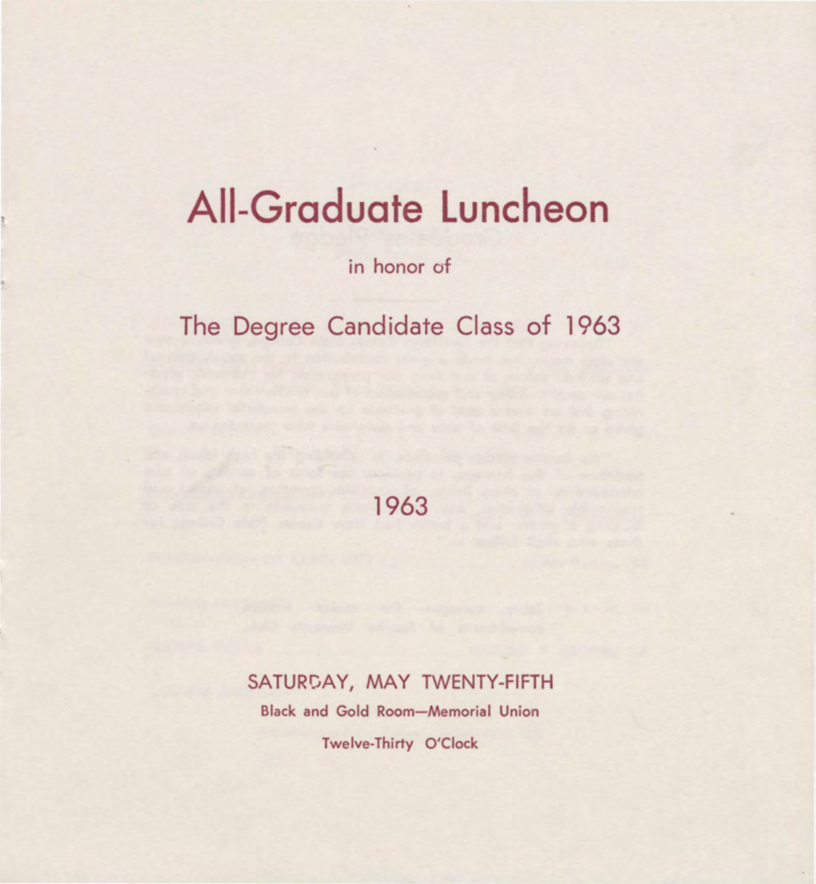# All-Graduate Luncheon

in honor of

## The Degree Candidate Class of 1963

## 1963

**SATURDAY, MAY TWENTY-FIFTH**

**Black and Gold Room—Memorial Union**

**Twelve-Thirty O'Clock**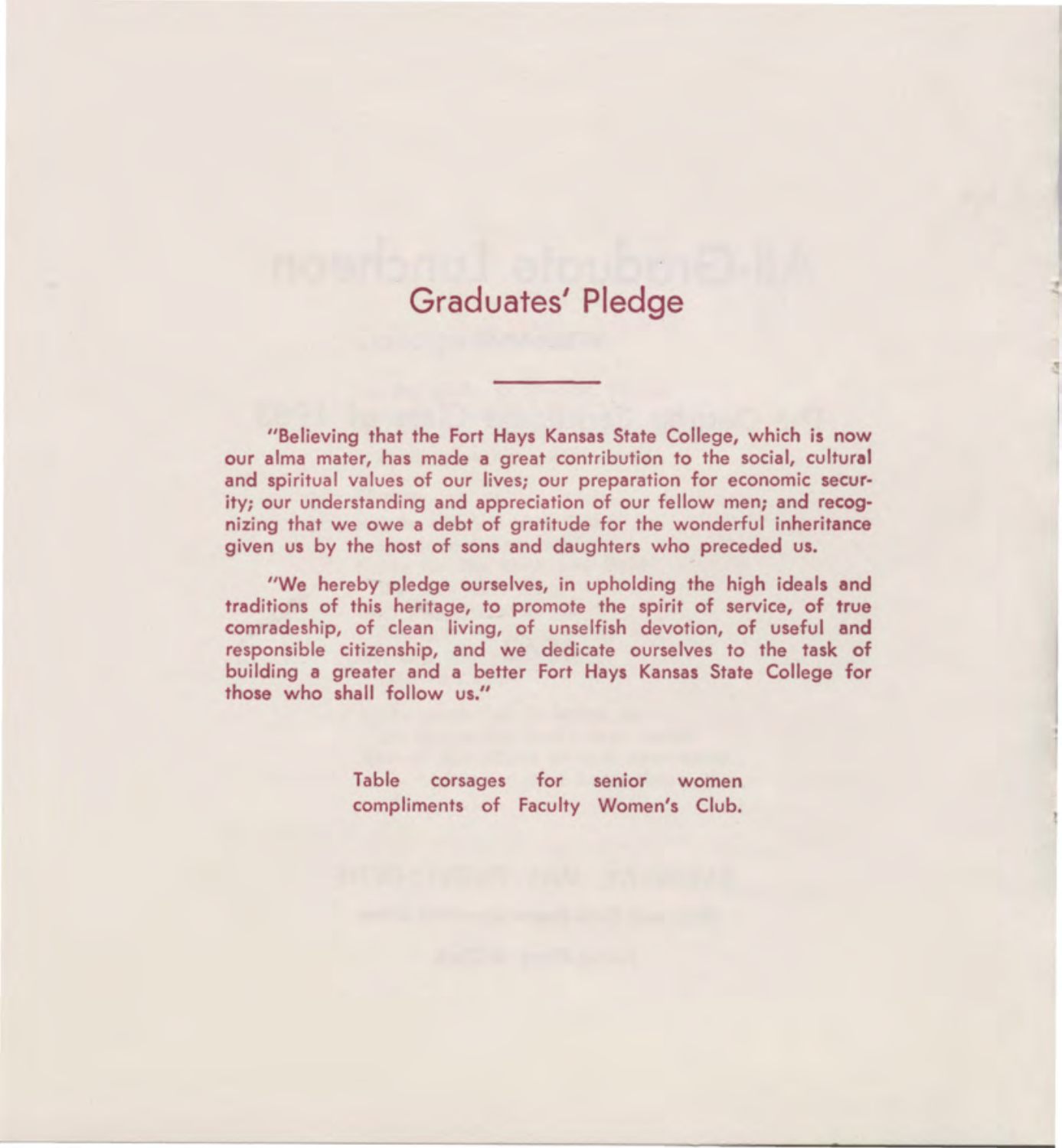# Graduates' Pledge

"Believing that the Fort Hays Kansas State College, which is now our alma mater, has made a great contribution to the social, cultural and spiritual values of our lives; our preparation for economic security; our understanding and appreciation of our fellow men; and recognizing that we owe a debt of gratitude for the wonderful inheritance given us by the host of sons and daughters who preceded us.

"We hereby pledge ourselves, in upholding the high ideals and traditions of this heritage, to promote the spirit of service, of true comradeship, of clean living, of unselfish devotion, of useful and responsible citizenship, and we dedicate ourselves to the task of building a greater and a better Fort Hays Kansas State College for those who shall follow us."

Table corsages for senior women compliments of Faculty Women's Club.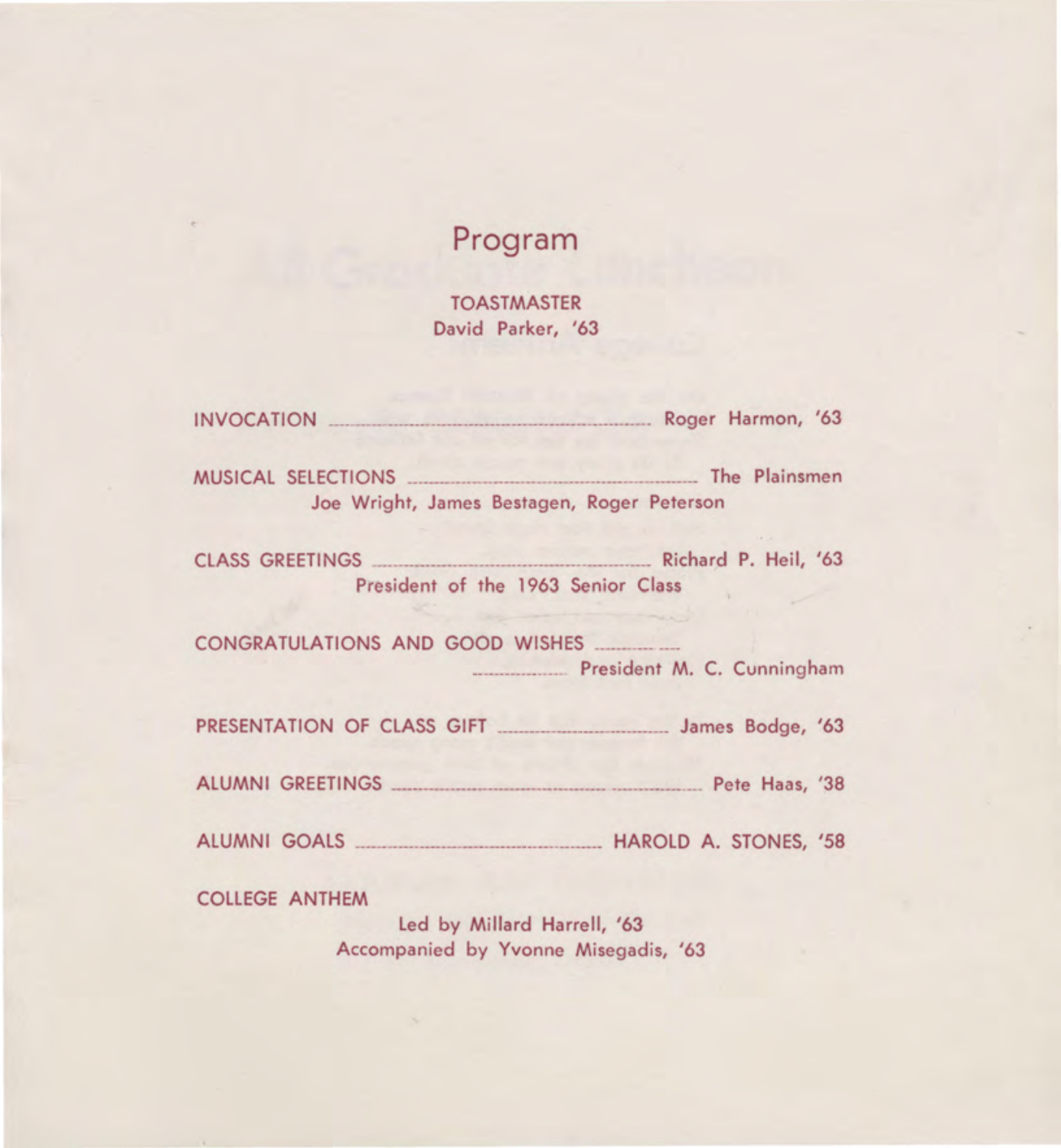# Program

TOASTMASTER
David Parker, '63

INVOCATION ........................................ Roger Harmon, '63

MUSICAL SELECTIONS ........................................ The Plainsmen
Joe Wright, James Bestagen, Roger Peterson

CLASS GREETINGS ........................................ Richard P. Heil, '63
President of the 1963 Senior Class

CONGRATULATIONS AND GOOD WISHES ........................................ President M. C. Cunningham

PRESENTATION OF CLASS GIFT ........................................ James Bodge, '63

ALUMNI GREETINGS ........................................ Pete Haas, '38

ALUMNI GOALS ........................................ HAROLD A. STONES, '58

COLLEGE ANTHEM
Led by Millard Harrell, '63
Accompanied by Yvonne Misegadis, '63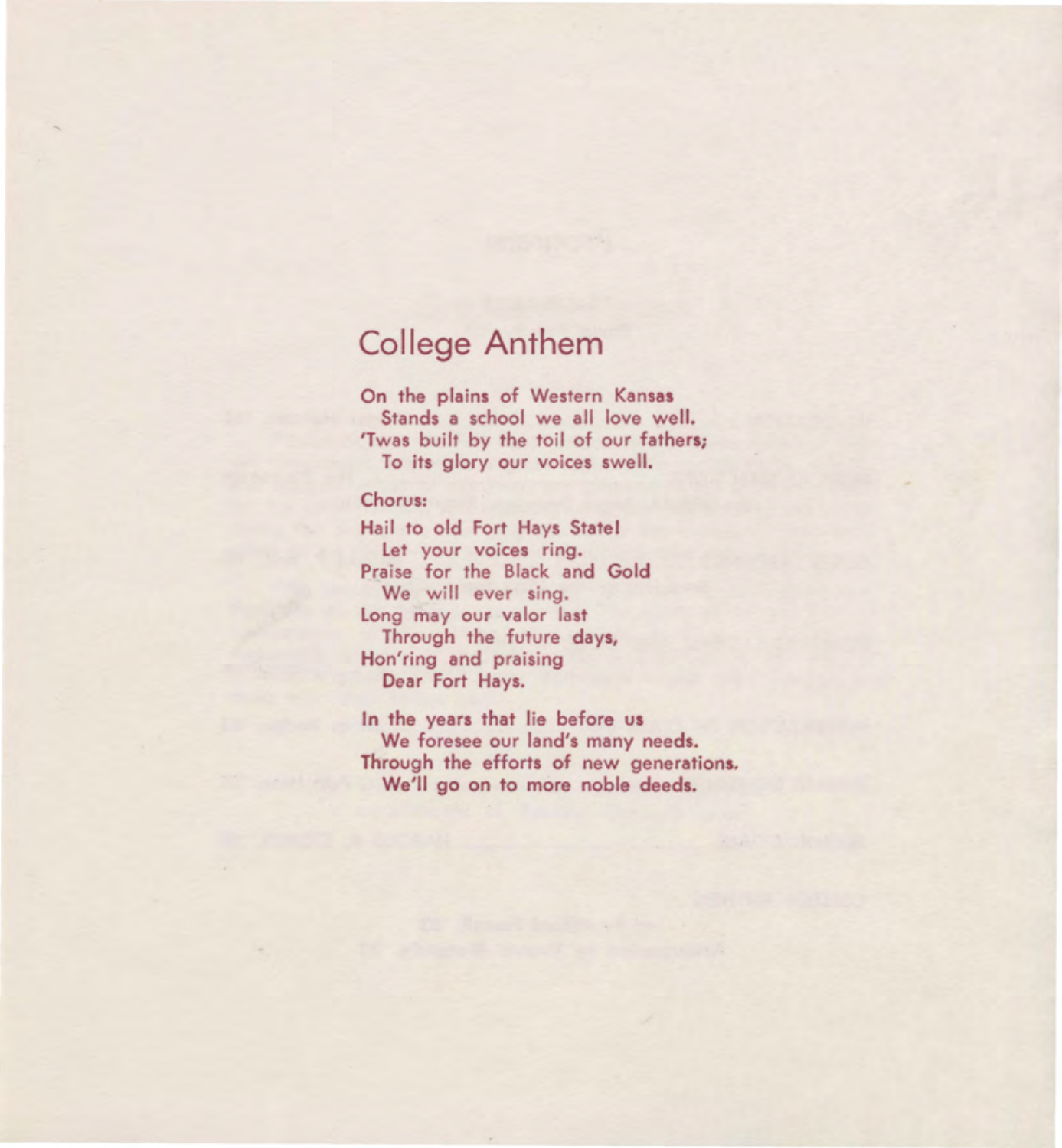## College Anthem

On the plains of Western Kansas
  Stands a school we all love well.
'Twas built by the toil of our fathers;
  To its glory our voices swell.

Chorus:

Hail to old Fort Hays State!
  Let your voices ring.
Praise for the Black and Gold
  We will ever sing.
Long may our valor last
  Through the future days,
Hon'ring and praising
  Dear Fort Hays.

In the years that lie before us
  We foresee our land's many needs.
Through the efforts of new generations.
  We'll go on to more noble deeds.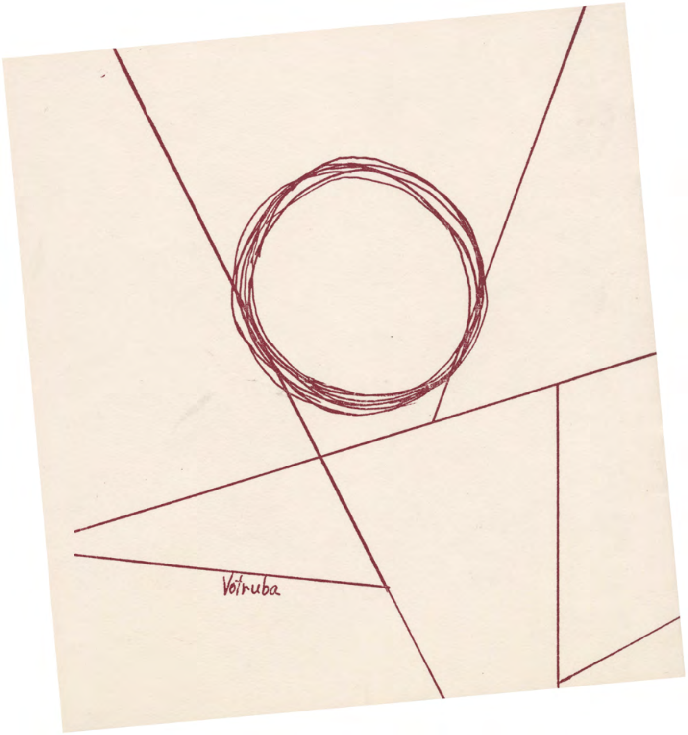Voîruba